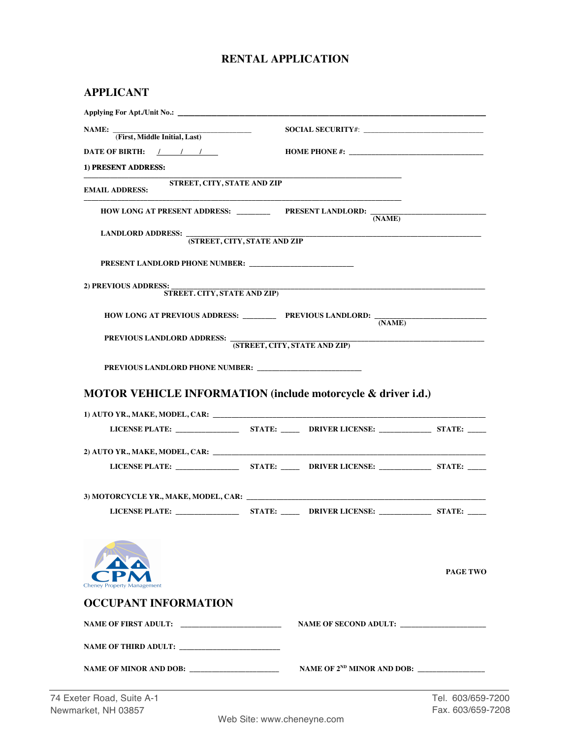# RENTAL APPLICATION

## APPLICANT

**Applying For Apt./Unit No.:** ____________________________________________

**NAME:** ______________________________ (First, Middle Initial, Last) **SOCIAL SECURITY#:** ______________________________

**DATE OF BIRTH:** ___/___/___ **HOME PHONE #:** ______________________________

**1) PRESENT ADDRESS:**

____________________________________________
**STREET, CITY, STATE AND ZIP**

**EMAIL ADDRESS:**

____________________________________________

**HOW LONG AT PRESENT ADDRESS:** ________ **PRESENT LANDLORD:** ______________________________ **(NAME)**

**LANDLORD ADDRESS:** ____________________________________________ **(STREET, CITY, STATE AND ZIP**

**PRESENT LANDLORD PHONE NUMBER:** ______________________________

**2) PREVIOUS ADDRESS:** ____________________________________________ **STREET. CITY, STATE AND ZIP)**

**HOW LONG AT PREVIOUS ADDRESS:** ________ **PREVIOUS LANDLORD:** ______________________________ **(NAME)**

**PREVIOUS LANDLORD ADDRESS:** ____________________________________________ **(STREET, CITY, STATE AND ZIP)**

**PREVIOUS LANDLORD PHONE NUMBER:** ______________________________

## MOTOR VEHICLE INFORMATION (include motorcycle & driver i.d.)

**1) AUTO YR., MAKE, MODEL, CAR:** ____________________________________________

**LICENSE PLATE:** ______________ **STATE:** _____ **DRIVER LICENSE:** ____________ **STATE:** _____

**2) AUTO YR., MAKE, MODEL, CAR:** ____________________________________________

**LICENSE PLATE:** ______________ **STATE:** _____ **DRIVER LICENSE:** ____________ **STATE:** _____

**3) MOTORCYCLE YR., MAKE, MODEL, CAR:** ____________________________________________

**LICENSE PLATE:** ______________ **STATE:** _____ **DRIVER LICENSE:** ____________ **STATE:** _____

CPM
Cheney Property Management

**PAGE TWO**

## OCCUPANT INFORMATION

**NAME OF FIRST ADULT:** ______________________ **NAME OF SECOND ADULT:** ______________________

**NAME OF THIRD ADULT:** ______________________

**NAME OF MINOR AND DOB:** ______________________ **NAME OF 2ND MINOR AND DOB:** ______________________

74 Exeter Road, Suite A-1
Newmarket, NH 03857

Tel. 603/659-7200
Fax. 603/659-7208

Web Site: www.cheneyne.com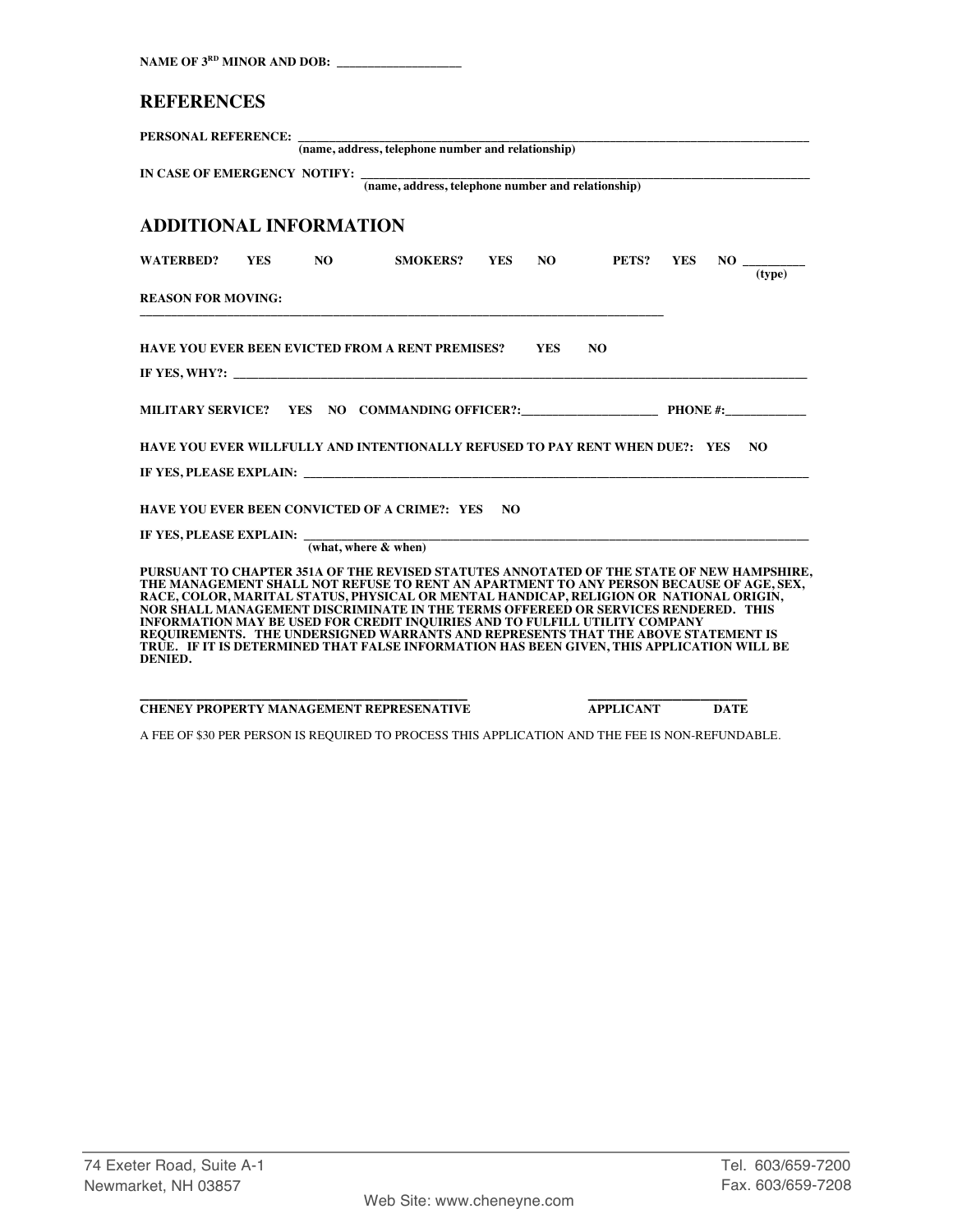**NAME OF 3RD MINOR AND DOB:** ___________________

## REFERENCES

**PERSONAL REFERENCE:** ________________________________________________________________________________
**(name, address, telephone number and relationship)**

**IN CASE OF EMERGENCY NOTIFY:** ________________________________________________________________________
**(name, address, telephone number and relationship)**

## ADDITIONAL INFORMATION

**WATERBED? YES NO SMOKERS? YES NO PETS? YES NO** __________
**(type)**

**REASON FOR MOVING:**
________________________________________________________________________________

**HAVE YOU EVER BEEN EVICTED FROM A RENT PREMISES? YES NO**

**IF YES, WHY?:** ________________________________________________________________________________

**MILITARY SERVICE? YES NO COMMANDING OFFICER?:**______________________ **PHONE #:**_____________

**HAVE YOU EVER WILLFULLY AND INTENTIONALLY REFUSED TO PAY RENT WHEN DUE?: YES NO**

**IF YES, PLEASE EXPLAIN:** ________________________________________________________________________________

**HAVE YOU EVER BEEN CONVICTED OF A CRIME?: YES NO**

**IF YES, PLEASE EXPLAIN:** ________________________________________________________________________________
**(what, where & when)**

**PURSUANT TO CHAPTER 351A OF THE REVISED STATUTES ANNOTATED OF THE STATE OF NEW HAMPSHIRE, THE MANAGEMENT SHALL NOT REFUSE TO RENT AN APARTMENT TO ANY PERSON BECAUSE OF AGE, SEX, RACE, COLOR, MARITAL STATUS, PHYSICAL OR MENTAL HANDICAP, RELIGION OR NATIONAL ORIGIN, NOR SHALL MANAGEMENT DISCRIMINATE IN THE TERMS OFFEREED OR SERVICES RENDERED. THIS INFORMATION MAY BE USED FOR CREDIT INQUIRIES AND TO FULFILL UTILITY COMPANY REQUIREMENTS. THE UNDERSIGNED WARRANTS AND REPRESENTS THAT THE ABOVE STATEMENT IS TRUE. IF IT IS DETERMINED THAT FALSE INFORMATION HAS BEEN GIVEN, THIS APPLICATION WILL BE DENIED.**

_____________________________________________ _________________________
**CHENEY PROPERTY MANAGEMENT REPRESENATIVE** **APPLICANT DATE**

A FEE OF $30 PER PERSON IS REQUIRED TO PROCESS THIS APPLICATION AND THE FEE IS NON-REFUNDABLE.

74 Exeter Road, Suite A-1
Newmarket, NH 03857

Tel. 603/659-7200
Fax. 603/659-7208

Web Site: www.cheneyne.com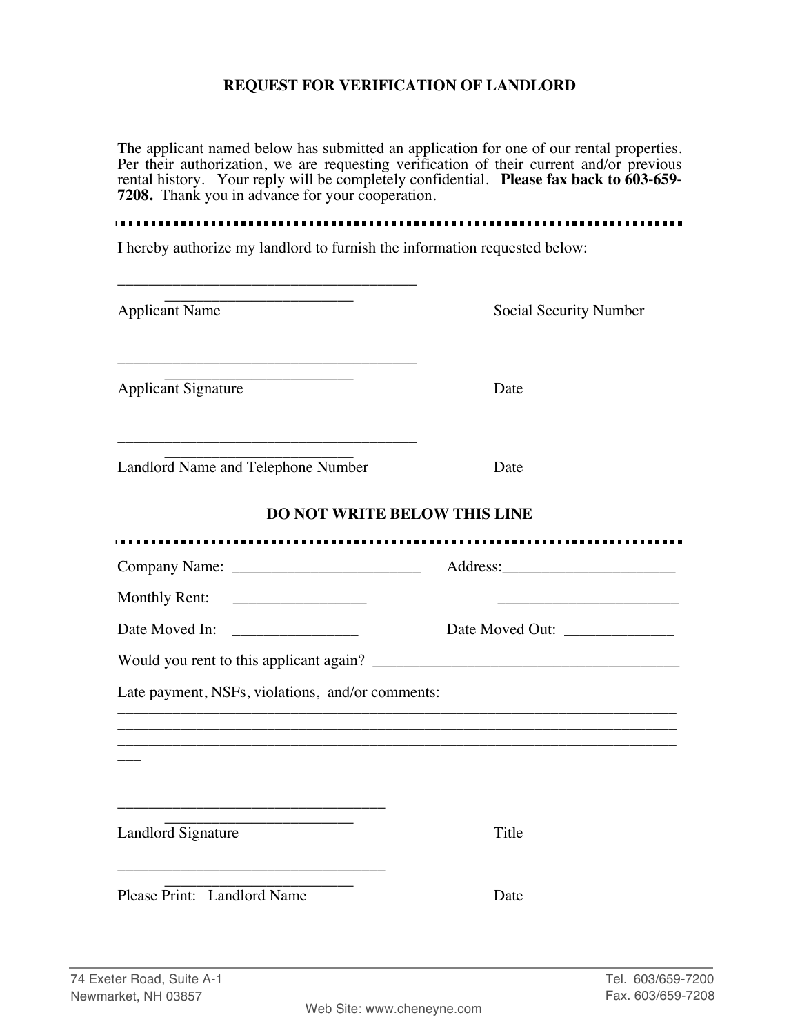# REQUEST FOR VERIFICATION OF LANDLORD

The applicant named below has submitted an application for one of our rental properties. Per their authorization, we are requesting verification of their current and/or previous rental history. Your reply will be completely confidential. **Please fax back to 603-659-7208.** Thank you in advance for your cooperation.

I hereby authorize my landlord to furnish the information requested below:

______________________________________ ________________________

Applicant Name Social Security Number

______________________________________ ________________________

Applicant Signature Date

______________________________________ ________________________

Landlord Name and Telephone Number Date

## DO NOT WRITE BELOW THIS LINE

Company Name: ________________________ Address:_____________________

Monthly Rent: _________________ _______________________

Date Moved In: ________________ Date Moved Out: ______________

Would you rent to this applicant again? _______________________________________

Late payment, NSFs, violations, and/or comments:

________________________________________________________________________
________________________________________________________________________
________________________________________________________________________
___

__________________________________ ________________________

Landlord Signature Title

__________________________________ ________________________

Please Print: Landlord Name Date

74 Exeter Road, Suite A-1
Newmarket, NH 03857

Tel. 603/659-7200
Fax. 603/659-7208

Web Site: www.cheneyne.com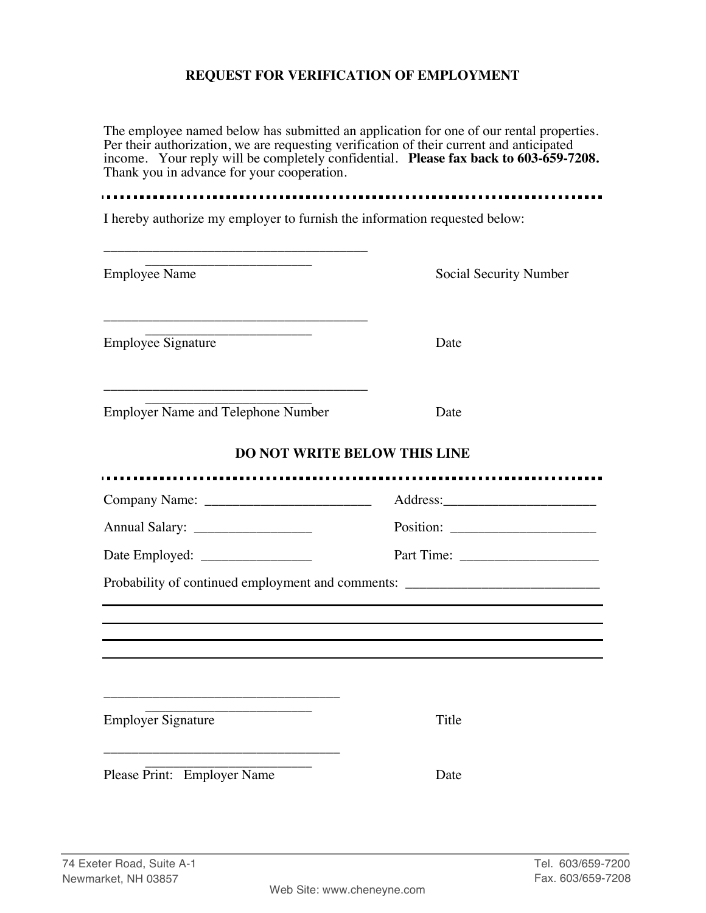## REQUEST FOR VERIFICATION OF EMPLOYMENT

The employee named below has submitted an application for one of our rental properties. Per their authorization, we are requesting verification of their current and anticipated income. Your reply will be completely confidential. **Please fax back to 603-659-7208.** Thank you in advance for your cooperation.

I hereby authorize my employer to furnish the information requested below:

______________________________________ ________________________

Employee Name Social Security Number

______________________________________ ________________________

Employee Signature Date

______________________________________ ________________________

Employer Name and Telephone Number Date

**DO NOT WRITE BELOW THIS LINE**

Company Name: ________________________ Address:______________________

Annual Salary: _________________ Position: _____________________

Date Employed: ________________ Part Time: ____________________

Probability of continued employment and comments: ___________________________

__________________________________ ________________________

Employer Signature Title

__________________________________ ________________________

Please Print: Employer Name Date

74 Exeter Road, Suite A-1
Newmarket, NH 03857

Tel. 603/659-7200
Fax. 603/659-7208

Web Site: www.cheneyne.com